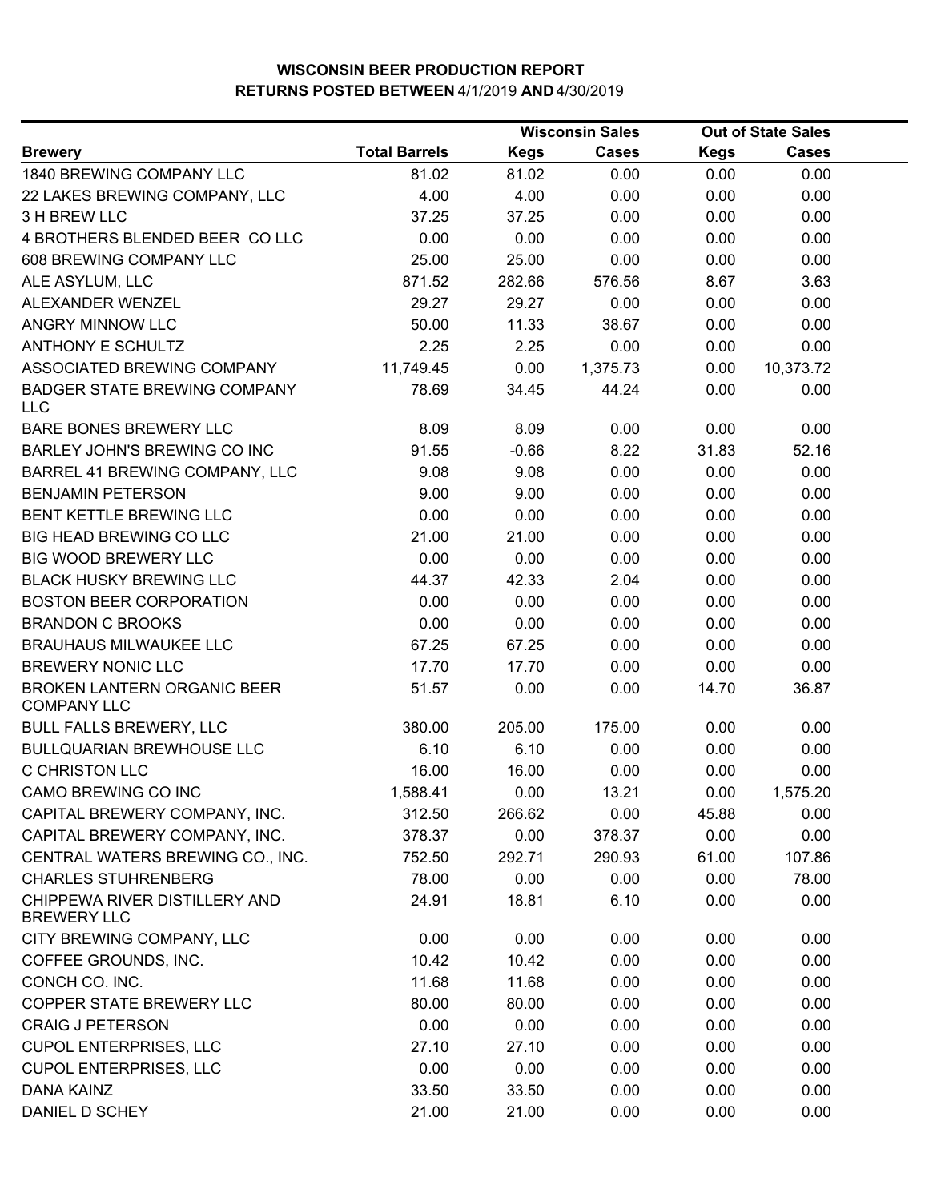**WISCONSIN BEER PRODUCTION REPORT**
**RETURNS POSTED BETWEEN 4/1/2019 AND 4/30/2019**

| | | Wisconsin Sales | | Out of State Sales | |
|---|---|---|---|---|---|
| **Brewery** | **Total Barrels** | **Kegs** | **Cases** | **Kegs** | **Cases** |
| 1840 BREWING COMPANY LLC | 81.02 | 81.02 | 0.00 | 0.00 | 0.00 |
| 22 LAKES BREWING COMPANY, LLC | 4.00 | 4.00 | 0.00 | 0.00 | 0.00 |
| 3 H BREW LLC | 37.25 | 37.25 | 0.00 | 0.00 | 0.00 |
| 4 BROTHERS BLENDED BEER CO LLC | 0.00 | 0.00 | 0.00 | 0.00 | 0.00 |
| 608 BREWING COMPANY LLC | 25.00 | 25.00 | 0.00 | 0.00 | 0.00 |
| ALE ASYLUM, LLC | 871.52 | 282.66 | 576.56 | 8.67 | 3.63 |
| ALEXANDER WENZEL | 29.27 | 29.27 | 0.00 | 0.00 | 0.00 |
| ANGRY MINNOW LLC | 50.00 | 11.33 | 38.67 | 0.00 | 0.00 |
| ANTHONY E SCHULTZ | 2.25 | 2.25 | 0.00 | 0.00 | 0.00 |
| ASSOCIATED BREWING COMPANY | 11,749.45 | 0.00 | 1,375.73 | 0.00 | 10,373.72 |
| BADGER STATE BREWING COMPANY LLC | 78.69 | 34.45 | 44.24 | 0.00 | 0.00 |
| BARE BONES BREWERY LLC | 8.09 | 8.09 | 0.00 | 0.00 | 0.00 |
| BARLEY JOHN'S BREWING CO INC | 91.55 | -0.66 | 8.22 | 31.83 | 52.16 |
| BARREL 41 BREWING COMPANY, LLC | 9.08 | 9.08 | 0.00 | 0.00 | 0.00 |
| BENJAMIN PETERSON | 9.00 | 9.00 | 0.00 | 0.00 | 0.00 |
| BENT KETTLE BREWING LLC | 0.00 | 0.00 | 0.00 | 0.00 | 0.00 |
| BIG HEAD BREWING CO LLC | 21.00 | 21.00 | 0.00 | 0.00 | 0.00 |
| BIG WOOD BREWERY LLC | 0.00 | 0.00 | 0.00 | 0.00 | 0.00 |
| BLACK HUSKY BREWING LLC | 44.37 | 42.33 | 2.04 | 0.00 | 0.00 |
| BOSTON BEER CORPORATION | 0.00 | 0.00 | 0.00 | 0.00 | 0.00 |
| BRANDON C BROOKS | 0.00 | 0.00 | 0.00 | 0.00 | 0.00 |
| BRAUHAUS MILWAUKEE LLC | 67.25 | 67.25 | 0.00 | 0.00 | 0.00 |
| BREWERY NONIC LLC | 17.70 | 17.70 | 0.00 | 0.00 | 0.00 |
| BROKEN LANTERN ORGANIC BEER COMPANY LLC | 51.57 | 0.00 | 0.00 | 14.70 | 36.87 |
| BULL FALLS BREWERY, LLC | 380.00 | 205.00 | 175.00 | 0.00 | 0.00 |
| BULLQUARIAN BREWHOUSE LLC | 6.10 | 6.10 | 0.00 | 0.00 | 0.00 |
| C CHRISTON LLC | 16.00 | 16.00 | 0.00 | 0.00 | 0.00 |
| CAMO BREWING CO INC | 1,588.41 | 0.00 | 13.21 | 0.00 | 1,575.20 |
| CAPITAL BREWERY COMPANY, INC. | 312.50 | 266.62 | 0.00 | 45.88 | 0.00 |
| CAPITAL BREWERY COMPANY, INC. | 378.37 | 0.00 | 378.37 | 0.00 | 0.00 |
| CENTRAL WATERS BREWING CO., INC. | 752.50 | 292.71 | 290.93 | 61.00 | 107.86 |
| CHARLES STUHRENBERG | 78.00 | 0.00 | 0.00 | 0.00 | 78.00 |
| CHIPPEWA RIVER DISTILLERY AND BREWERY LLC | 24.91 | 18.81 | 6.10 | 0.00 | 0.00 |
| CITY BREWING COMPANY, LLC | 0.00 | 0.00 | 0.00 | 0.00 | 0.00 |
| COFFEE GROUNDS, INC. | 10.42 | 10.42 | 0.00 | 0.00 | 0.00 |
| CONCH CO. INC. | 11.68 | 11.68 | 0.00 | 0.00 | 0.00 |
| COPPER STATE BREWERY LLC | 80.00 | 80.00 | 0.00 | 0.00 | 0.00 |
| CRAIG J PETERSON | 0.00 | 0.00 | 0.00 | 0.00 | 0.00 |
| CUPOL ENTERPRISES, LLC | 27.10 | 27.10 | 0.00 | 0.00 | 0.00 |
| CUPOL ENTERPRISES, LLC | 0.00 | 0.00 | 0.00 | 0.00 | 0.00 |
| DANA KAINZ | 33.50 | 33.50 | 0.00 | 0.00 | 0.00 |
| DANIEL D SCHEY | 21.00 | 21.00 | 0.00 | 0.00 | 0.00 |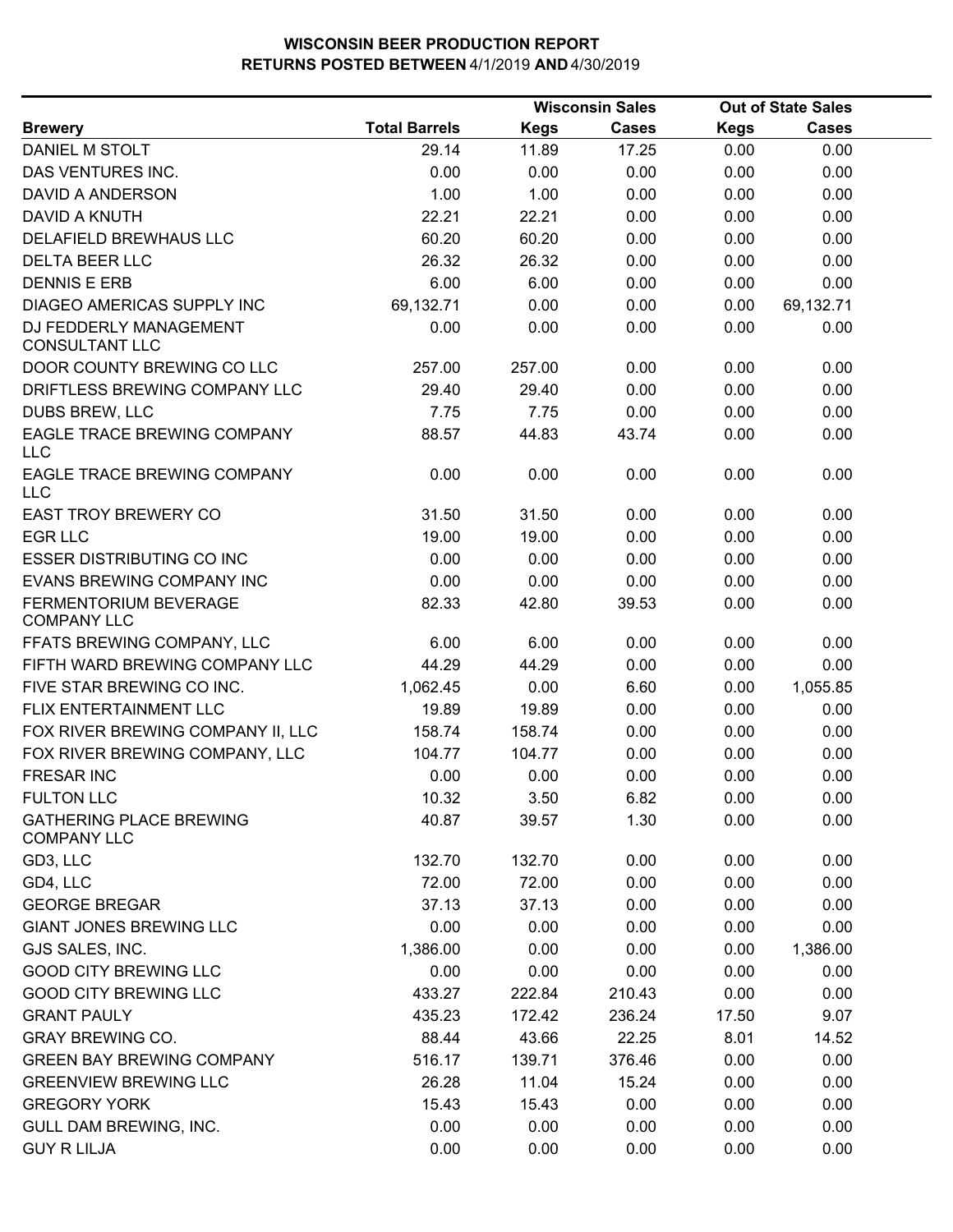**WISCONSIN BEER PRODUCTION REPORT**
**RETURNS POSTED BETWEEN 4/1/2019 AND 4/30/2019**

| Brewery | Total Barrels | Wisconsin Sales Kegs | Wisconsin Sales Cases | Out of State Sales Kegs | Out of State Sales Cases |
|---|---|---|---|---|---|
| DANIEL M STOLT | 29.14 | 11.89 | 17.25 | 0.00 | 0.00 |
| DAS VENTURES INC. | 0.00 | 0.00 | 0.00 | 0.00 | 0.00 |
| DAVID A ANDERSON | 1.00 | 1.00 | 0.00 | 0.00 | 0.00 |
| DAVID A KNUTH | 22.21 | 22.21 | 0.00 | 0.00 | 0.00 |
| DELAFIELD BREWHAUS LLC | 60.20 | 60.20 | 0.00 | 0.00 | 0.00 |
| DELTA BEER LLC | 26.32 | 26.32 | 0.00 | 0.00 | 0.00 |
| DENNIS E ERB | 6.00 | 6.00 | 0.00 | 0.00 | 0.00 |
| DIAGEO AMERICAS SUPPLY INC | 69,132.71 | 0.00 | 0.00 | 0.00 | 69,132.71 |
| DJ FEDDERLY MANAGEMENT CONSULTANT LLC | 0.00 | 0.00 | 0.00 | 0.00 | 0.00 |
| DOOR COUNTY BREWING CO LLC | 257.00 | 257.00 | 0.00 | 0.00 | 0.00 |
| DRIFTLESS BREWING COMPANY LLC | 29.40 | 29.40 | 0.00 | 0.00 | 0.00 |
| DUBS BREW, LLC | 7.75 | 7.75 | 0.00 | 0.00 | 0.00 |
| EAGLE TRACE BREWING COMPANY LLC | 88.57 | 44.83 | 43.74 | 0.00 | 0.00 |
| EAGLE TRACE BREWING COMPANY LLC | 0.00 | 0.00 | 0.00 | 0.00 | 0.00 |
| EAST TROY BREWERY CO | 31.50 | 31.50 | 0.00 | 0.00 | 0.00 |
| EGR LLC | 19.00 | 19.00 | 0.00 | 0.00 | 0.00 |
| ESSER DISTRIBUTING CO INC | 0.00 | 0.00 | 0.00 | 0.00 | 0.00 |
| EVANS BREWING COMPANY INC | 0.00 | 0.00 | 0.00 | 0.00 | 0.00 |
| FERMENTORIUM BEVERAGE COMPANY LLC | 82.33 | 42.80 | 39.53 | 0.00 | 0.00 |
| FFATS BREWING COMPANY, LLC | 6.00 | 6.00 | 0.00 | 0.00 | 0.00 |
| FIFTH WARD BREWING COMPANY LLC | 44.29 | 44.29 | 0.00 | 0.00 | 0.00 |
| FIVE STAR BREWING CO INC. | 1,062.45 | 0.00 | 6.60 | 0.00 | 1,055.85 |
| FLIX ENTERTAINMENT LLC | 19.89 | 19.89 | 0.00 | 0.00 | 0.00 |
| FOX RIVER BREWING COMPANY II, LLC | 158.74 | 158.74 | 0.00 | 0.00 | 0.00 |
| FOX RIVER BREWING COMPANY, LLC | 104.77 | 104.77 | 0.00 | 0.00 | 0.00 |
| FRESAR INC | 0.00 | 0.00 | 0.00 | 0.00 | 0.00 |
| FULTON LLC | 10.32 | 3.50 | 6.82 | 0.00 | 0.00 |
| GATHERING PLACE BREWING COMPANY LLC | 40.87 | 39.57 | 1.30 | 0.00 | 0.00 |
| GD3, LLC | 132.70 | 132.70 | 0.00 | 0.00 | 0.00 |
| GD4, LLC | 72.00 | 72.00 | 0.00 | 0.00 | 0.00 |
| GEORGE BREGAR | 37.13 | 37.13 | 0.00 | 0.00 | 0.00 |
| GIANT JONES BREWING LLC | 0.00 | 0.00 | 0.00 | 0.00 | 0.00 |
| GJS SALES, INC. | 1,386.00 | 0.00 | 0.00 | 0.00 | 1,386.00 |
| GOOD CITY BREWING LLC | 0.00 | 0.00 | 0.00 | 0.00 | 0.00 |
| GOOD CITY BREWING LLC | 433.27 | 222.84 | 210.43 | 0.00 | 0.00 |
| GRANT PAULY | 435.23 | 172.42 | 236.24 | 17.50 | 9.07 |
| GRAY BREWING CO. | 88.44 | 43.66 | 22.25 | 8.01 | 14.52 |
| GREEN BAY BREWING COMPANY | 516.17 | 139.71 | 376.46 | 0.00 | 0.00 |
| GREENVIEW BREWING LLC | 26.28 | 11.04 | 15.24 | 0.00 | 0.00 |
| GREGORY YORK | 15.43 | 15.43 | 0.00 | 0.00 | 0.00 |
| GULL DAM BREWING, INC. | 0.00 | 0.00 | 0.00 | 0.00 | 0.00 |
| GUY R LILJA | 0.00 | 0.00 | 0.00 | 0.00 | 0.00 |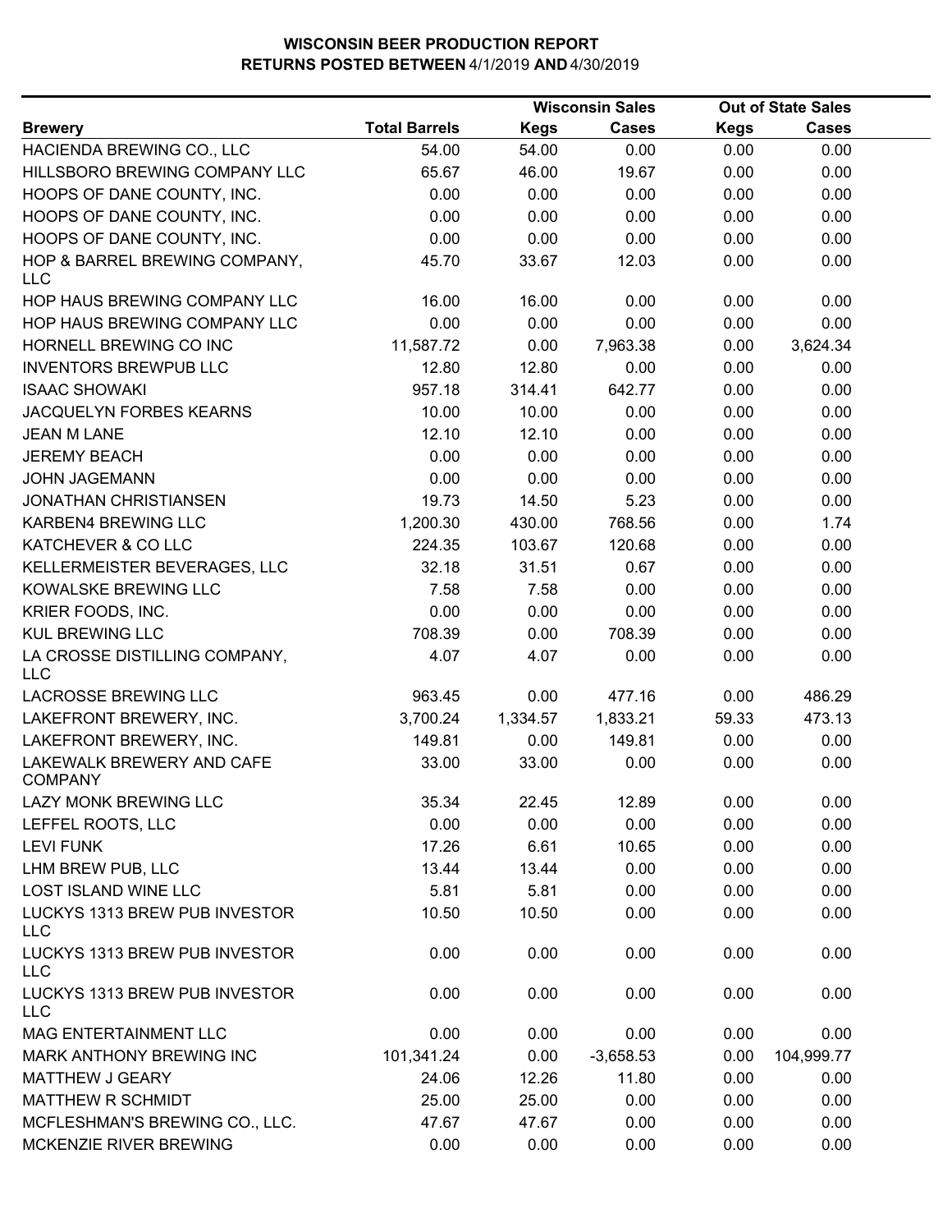**WISCONSIN BEER PRODUCTION REPORT**
**RETURNS POSTED BETWEEN 4/1/2019 AND 4/30/2019**

| Brewery | Total Barrels | Wisconsin Sales | | Out of State Sales | |
|---|---|---|---|---|---|
| | | Kegs | Cases | Kegs | Cases |
| HACIENDA BREWING CO., LLC | 54.00 | 54.00 | 0.00 | 0.00 | 0.00 |
| HILLSBORO BREWING COMPANY LLC | 65.67 | 46.00 | 19.67 | 0.00 | 0.00 |
| HOOPS OF DANE COUNTY, INC. | 0.00 | 0.00 | 0.00 | 0.00 | 0.00 |
| HOOPS OF DANE COUNTY, INC. | 0.00 | 0.00 | 0.00 | 0.00 | 0.00 |
| HOOPS OF DANE COUNTY, INC. | 0.00 | 0.00 | 0.00 | 0.00 | 0.00 |
| HOP & BARREL BREWING COMPANY, LLC | 45.70 | 33.67 | 12.03 | 0.00 | 0.00 |
| HOP HAUS BREWING COMPANY LLC | 16.00 | 16.00 | 0.00 | 0.00 | 0.00 |
| HOP HAUS BREWING COMPANY LLC | 0.00 | 0.00 | 0.00 | 0.00 | 0.00 |
| HORNELL BREWING CO INC | 11,587.72 | 0.00 | 7,963.38 | 0.00 | 3,624.34 |
| INVENTORS BREWPUB LLC | 12.80 | 12.80 | 0.00 | 0.00 | 0.00 |
| ISAAC SHOWAKI | 957.18 | 314.41 | 642.77 | 0.00 | 0.00 |
| JACQUELYN FORBES KEARNS | 10.00 | 10.00 | 0.00 | 0.00 | 0.00 |
| JEAN M LANE | 12.10 | 12.10 | 0.00 | 0.00 | 0.00 |
| JEREMY BEACH | 0.00 | 0.00 | 0.00 | 0.00 | 0.00 |
| JOHN JAGEMANN | 0.00 | 0.00 | 0.00 | 0.00 | 0.00 |
| JONATHAN CHRISTIANSEN | 19.73 | 14.50 | 5.23 | 0.00 | 0.00 |
| KARBEN4 BREWING LLC | 1,200.30 | 430.00 | 768.56 | 0.00 | 1.74 |
| KATCHEVER & CO LLC | 224.35 | 103.67 | 120.68 | 0.00 | 0.00 |
| KELLERMEISTER BEVERAGES, LLC | 32.18 | 31.51 | 0.67 | 0.00 | 0.00 |
| KOWALSKE BREWING LLC | 7.58 | 7.58 | 0.00 | 0.00 | 0.00 |
| KRIER FOODS, INC. | 0.00 | 0.00 | 0.00 | 0.00 | 0.00 |
| KUL BREWING LLC | 708.39 | 0.00 | 708.39 | 0.00 | 0.00 |
| LA CROSSE DISTILLING COMPANY, LLC | 4.07 | 4.07 | 0.00 | 0.00 | 0.00 |
| LACROSSE BREWING LLC | 963.45 | 0.00 | 477.16 | 0.00 | 486.29 |
| LAKEFRONT BREWERY, INC. | 3,700.24 | 1,334.57 | 1,833.21 | 59.33 | 473.13 |
| LAKEFRONT BREWERY, INC. | 149.81 | 0.00 | 149.81 | 0.00 | 0.00 |
| LAKEWALK BREWERY AND CAFE COMPANY | 33.00 | 33.00 | 0.00 | 0.00 | 0.00 |
| LAZY MONK BREWING LLC | 35.34 | 22.45 | 12.89 | 0.00 | 0.00 |
| LEFFEL ROOTS, LLC | 0.00 | 0.00 | 0.00 | 0.00 | 0.00 |
| LEVI FUNK | 17.26 | 6.61 | 10.65 | 0.00 | 0.00 |
| LHM BREW PUB, LLC | 13.44 | 13.44 | 0.00 | 0.00 | 0.00 |
| LOST ISLAND WINE LLC | 5.81 | 5.81 | 0.00 | 0.00 | 0.00 |
| LUCKYS 1313 BREW PUB INVESTOR LLC | 10.50 | 10.50 | 0.00 | 0.00 | 0.00 |
| LUCKYS 1313 BREW PUB INVESTOR LLC | 0.00 | 0.00 | 0.00 | 0.00 | 0.00 |
| LUCKYS 1313 BREW PUB INVESTOR LLC | 0.00 | 0.00 | 0.00 | 0.00 | 0.00 |
| MAG ENTERTAINMENT LLC | 0.00 | 0.00 | 0.00 | 0.00 | 0.00 |
| MARK ANTHONY BREWING INC | 101,341.24 | 0.00 | -3,658.53 | 0.00 | 104,999.77 |
| MATTHEW J GEARY | 24.06 | 12.26 | 11.80 | 0.00 | 0.00 |
| MATTHEW R SCHMIDT | 25.00 | 25.00 | 0.00 | 0.00 | 0.00 |
| MCFLESHMAN'S BREWING CO., LLC. | 47.67 | 47.67 | 0.00 | 0.00 | 0.00 |
| MCKENZIE RIVER BREWING | 0.00 | 0.00 | 0.00 | 0.00 | 0.00 |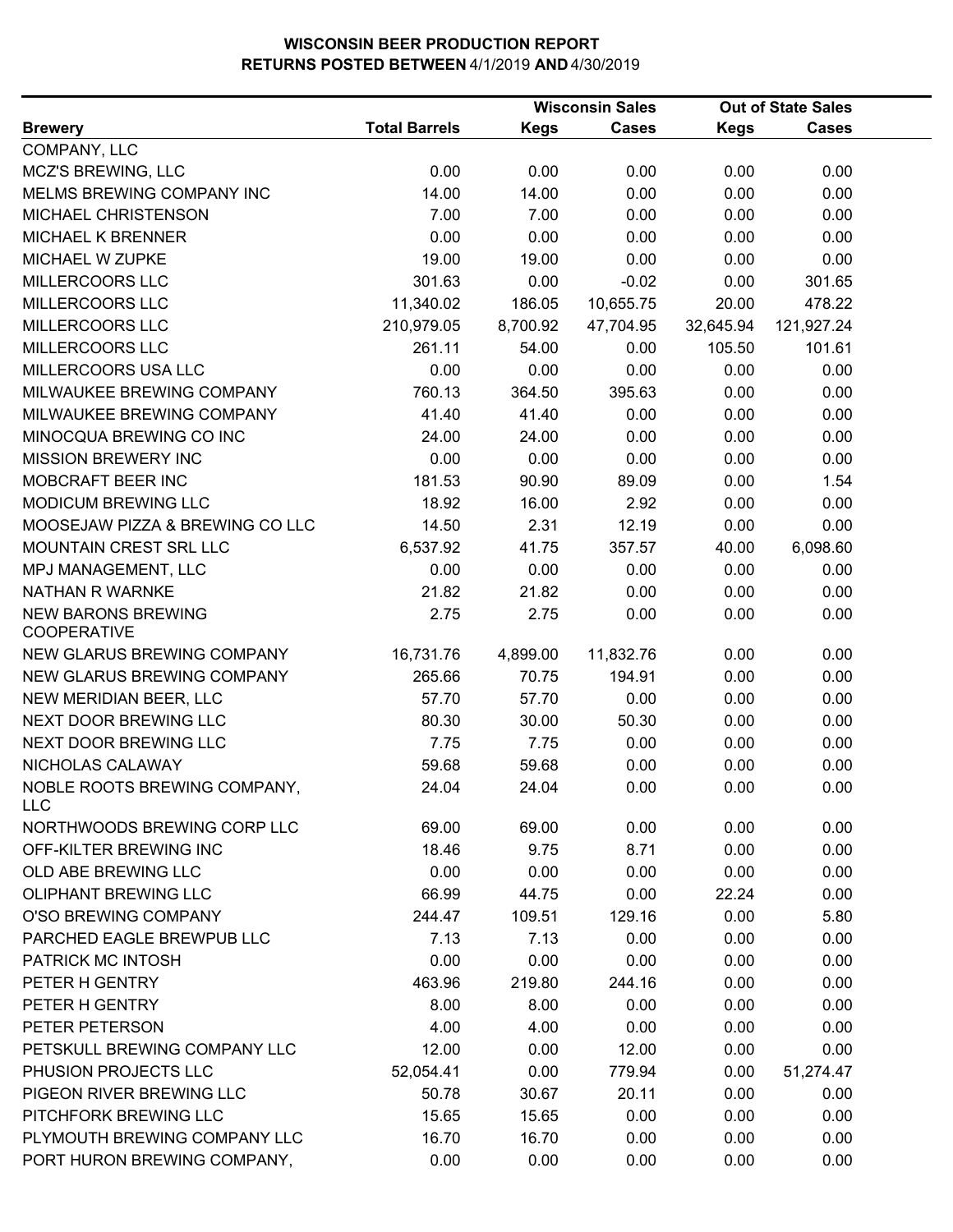**WISCONSIN BEER PRODUCTION REPORT**
**RETURNS POSTED BETWEEN 4/1/2019 AND 4/30/2019**

| Brewery | Total Barrels | Wisconsin Sales Kegs | Wisconsin Sales Cases | Out of State Sales Kegs | Out of State Sales Cases |
|---|---|---|---|---|---|
| COMPANY, LLC | | | | | |
| MCZ'S BREWING, LLC | 0.00 | 0.00 | 0.00 | 0.00 | 0.00 |
| MELMS BREWING COMPANY INC | 14.00 | 14.00 | 0.00 | 0.00 | 0.00 |
| MICHAEL CHRISTENSON | 7.00 | 7.00 | 0.00 | 0.00 | 0.00 |
| MICHAEL K BRENNER | 0.00 | 0.00 | 0.00 | 0.00 | 0.00 |
| MICHAEL W ZUPKE | 19.00 | 19.00 | 0.00 | 0.00 | 0.00 |
| MILLERCOORS LLC | 301.63 | 0.00 | -0.02 | 0.00 | 301.65 |
| MILLERCOORS LLC | 11,340.02 | 186.05 | 10,655.75 | 20.00 | 478.22 |
| MILLERCOORS LLC | 210,979.05 | 8,700.92 | 47,704.95 | 32,645.94 | 121,927.24 |
| MILLERCOORS LLC | 261.11 | 54.00 | 0.00 | 105.50 | 101.61 |
| MILLERCOORS USA LLC | 0.00 | 0.00 | 0.00 | 0.00 | 0.00 |
| MILWAUKEE BREWING COMPANY | 760.13 | 364.50 | 395.63 | 0.00 | 0.00 |
| MILWAUKEE BREWING COMPANY | 41.40 | 41.40 | 0.00 | 0.00 | 0.00 |
| MINOCQUA BREWING CO INC | 24.00 | 24.00 | 0.00 | 0.00 | 0.00 |
| MISSION BREWERY INC | 0.00 | 0.00 | 0.00 | 0.00 | 0.00 |
| MOBCRAFT BEER INC | 181.53 | 90.90 | 89.09 | 0.00 | 1.54 |
| MODICUM BREWING LLC | 18.92 | 16.00 | 2.92 | 0.00 | 0.00 |
| MOOSEJAW PIZZA & BREWING CO LLC | 14.50 | 2.31 | 12.19 | 0.00 | 0.00 |
| MOUNTAIN CREST SRL LLC | 6,537.92 | 41.75 | 357.57 | 40.00 | 6,098.60 |
| MPJ MANAGEMENT, LLC | 0.00 | 0.00 | 0.00 | 0.00 | 0.00 |
| NATHAN R WARNKE | 21.82 | 21.82 | 0.00 | 0.00 | 0.00 |
| NEW BARONS BREWING COOPERATIVE | 2.75 | 2.75 | 0.00 | 0.00 | 0.00 |
| NEW GLARUS BREWING COMPANY | 16,731.76 | 4,899.00 | 11,832.76 | 0.00 | 0.00 |
| NEW GLARUS BREWING COMPANY | 265.66 | 70.75 | 194.91 | 0.00 | 0.00 |
| NEW MERIDIAN BEER, LLC | 57.70 | 57.70 | 0.00 | 0.00 | 0.00 |
| NEXT DOOR BREWING LLC | 80.30 | 30.00 | 50.30 | 0.00 | 0.00 |
| NEXT DOOR BREWING LLC | 7.75 | 7.75 | 0.00 | 0.00 | 0.00 |
| NICHOLAS CALAWAY | 59.68 | 59.68 | 0.00 | 0.00 | 0.00 |
| NOBLE ROOTS BREWING COMPANY, LLC | 24.04 | 24.04 | 0.00 | 0.00 | 0.00 |
| NORTHWOODS BREWING CORP LLC | 69.00 | 69.00 | 0.00 | 0.00 | 0.00 |
| OFF-KILTER BREWING INC | 18.46 | 9.75 | 8.71 | 0.00 | 0.00 |
| OLD ABE BREWING LLC | 0.00 | 0.00 | 0.00 | 0.00 | 0.00 |
| OLIPHANT BREWING LLC | 66.99 | 44.75 | 0.00 | 22.24 | 0.00 |
| O'SO BREWING COMPANY | 244.47 | 109.51 | 129.16 | 0.00 | 5.80 |
| PARCHED EAGLE BREWPUB LLC | 7.13 | 7.13 | 0.00 | 0.00 | 0.00 |
| PATRICK MC INTOSH | 0.00 | 0.00 | 0.00 | 0.00 | 0.00 |
| PETER H GENTRY | 463.96 | 219.80 | 244.16 | 0.00 | 0.00 |
| PETER H GENTRY | 8.00 | 8.00 | 0.00 | 0.00 | 0.00 |
| PETER PETERSON | 4.00 | 4.00 | 0.00 | 0.00 | 0.00 |
| PETSKULL BREWING COMPANY LLC | 12.00 | 0.00 | 12.00 | 0.00 | 0.00 |
| PHUSION PROJECTS LLC | 52,054.41 | 0.00 | 779.94 | 0.00 | 51,274.47 |
| PIGEON RIVER BREWING LLC | 50.78 | 30.67 | 20.11 | 0.00 | 0.00 |
| PITCHFORK BREWING LLC | 15.65 | 15.65 | 0.00 | 0.00 | 0.00 |
| PLYMOUTH BREWING COMPANY LLC | 16.70 | 16.70 | 0.00 | 0.00 | 0.00 |
| PORT HURON BREWING COMPANY, | 0.00 | 0.00 | 0.00 | 0.00 | 0.00 |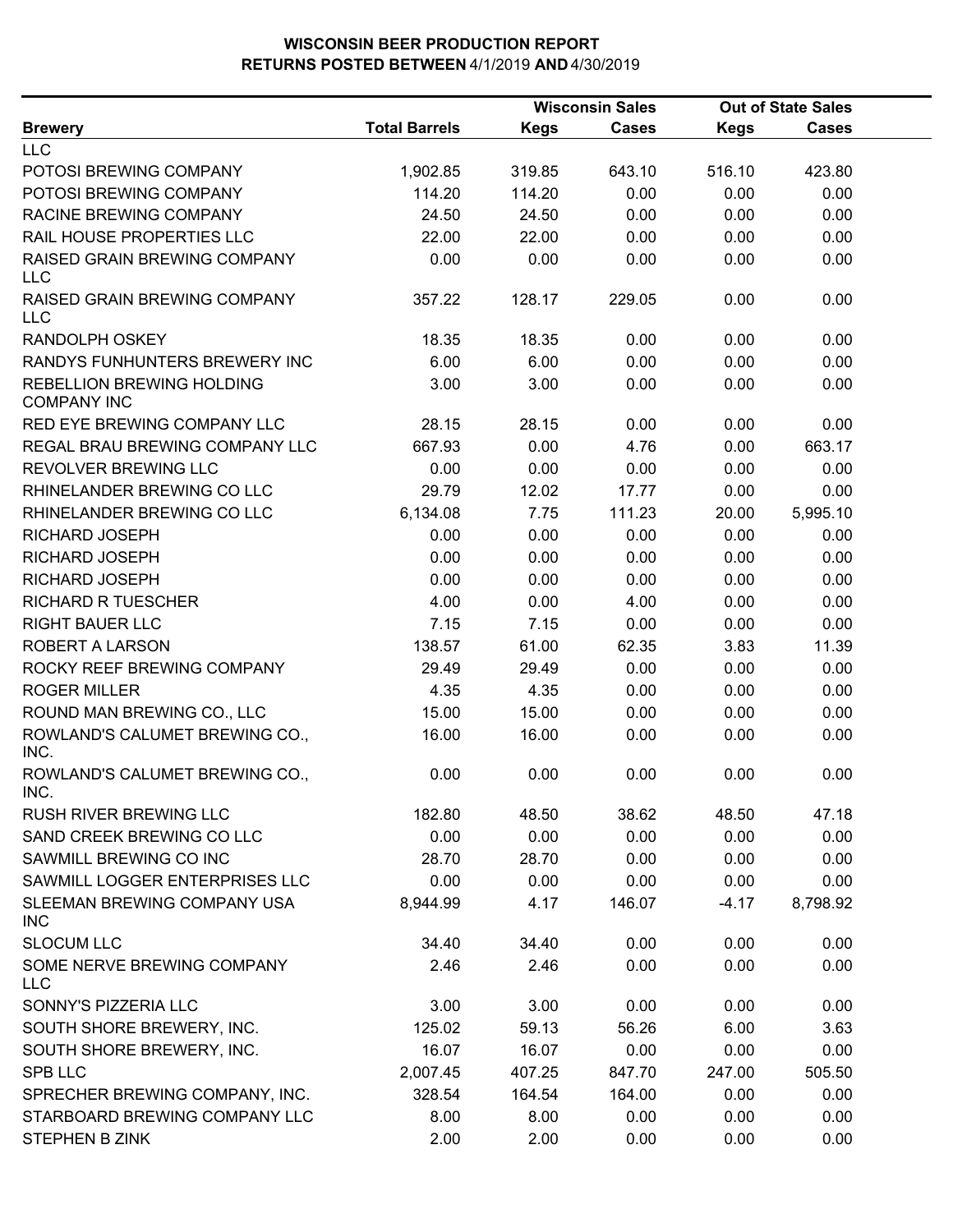# WISCONSIN BEER PRODUCTION REPORT
## RETURNS POSTED BETWEEN 4/1/2019 AND 4/30/2019

| Brewery | Total Barrels | Wisconsin Sales | | Out of State Sales | |
|---|---|---|---|---|---|
| | | Kegs | Cases | Kegs | Cases |
| LLC | | | | | |
| POTOSI BREWING COMPANY | 1,902.85 | 319.85 | 643.10 | 516.10 | 423.80 |
| POTOSI BREWING COMPANY | 114.20 | 114.20 | 0.00 | 0.00 | 0.00 |
| RACINE BREWING COMPANY | 24.50 | 24.50 | 0.00 | 0.00 | 0.00 |
| RAIL HOUSE PROPERTIES LLC | 22.00 | 22.00 | 0.00 | 0.00 | 0.00 |
| RAISED GRAIN BREWING COMPANY LLC | 0.00 | 0.00 | 0.00 | 0.00 | 0.00 |
| RAISED GRAIN BREWING COMPANY LLC | 357.22 | 128.17 | 229.05 | 0.00 | 0.00 |
| RANDOLPH OSKEY | 18.35 | 18.35 | 0.00 | 0.00 | 0.00 |
| RANDYS FUNHUNTERS BREWERY INC | 6.00 | 6.00 | 0.00 | 0.00 | 0.00 |
| REBELLION BREWING HOLDING COMPANY INC | 3.00 | 3.00 | 0.00 | 0.00 | 0.00 |
| RED EYE BREWING COMPANY LLC | 28.15 | 28.15 | 0.00 | 0.00 | 0.00 |
| REGAL BRAU BREWING COMPANY LLC | 667.93 | 0.00 | 4.76 | 0.00 | 663.17 |
| REVOLVER BREWING LLC | 0.00 | 0.00 | 0.00 | 0.00 | 0.00 |
| RHINELANDER BREWING CO LLC | 29.79 | 12.02 | 17.77 | 0.00 | 0.00 |
| RHINELANDER BREWING CO LLC | 6,134.08 | 7.75 | 111.23 | 20.00 | 5,995.10 |
| RICHARD JOSEPH | 0.00 | 0.00 | 0.00 | 0.00 | 0.00 |
| RICHARD JOSEPH | 0.00 | 0.00 | 0.00 | 0.00 | 0.00 |
| RICHARD JOSEPH | 0.00 | 0.00 | 0.00 | 0.00 | 0.00 |
| RICHARD R TUESCHER | 4.00 | 0.00 | 4.00 | 0.00 | 0.00 |
| RIGHT BAUER LLC | 7.15 | 7.15 | 0.00 | 0.00 | 0.00 |
| ROBERT A LARSON | 138.57 | 61.00 | 62.35 | 3.83 | 11.39 |
| ROCKY REEF BREWING COMPANY | 29.49 | 29.49 | 0.00 | 0.00 | 0.00 |
| ROGER MILLER | 4.35 | 4.35 | 0.00 | 0.00 | 0.00 |
| ROUND MAN BREWING CO., LLC | 15.00 | 15.00 | 0.00 | 0.00 | 0.00 |
| ROWLAND'S CALUMET BREWING CO., INC. | 16.00 | 16.00 | 0.00 | 0.00 | 0.00 |
| ROWLAND'S CALUMET BREWING CO., INC. | 0.00 | 0.00 | 0.00 | 0.00 | 0.00 |
| RUSH RIVER BREWING LLC | 182.80 | 48.50 | 38.62 | 48.50 | 47.18 |
| SAND CREEK BREWING CO LLC | 0.00 | 0.00 | 0.00 | 0.00 | 0.00 |
| SAWMILL BREWING CO INC | 28.70 | 28.70 | 0.00 | 0.00 | 0.00 |
| SAWMILL LOGGER ENTERPRISES LLC | 0.00 | 0.00 | 0.00 | 0.00 | 0.00 |
| SLEEMAN BREWING COMPANY USA INC | 8,944.99 | 4.17 | 146.07 | -4.17 | 8,798.92 |
| SLOCUM LLC | 34.40 | 34.40 | 0.00 | 0.00 | 0.00 |
| SOME NERVE BREWING COMPANY LLC | 2.46 | 2.46 | 0.00 | 0.00 | 0.00 |
| SONNY'S PIZZERIA LLC | 3.00 | 3.00 | 0.00 | 0.00 | 0.00 |
| SOUTH SHORE BREWERY, INC. | 125.02 | 59.13 | 56.26 | 6.00 | 3.63 |
| SOUTH SHORE BREWERY, INC. | 16.07 | 16.07 | 0.00 | 0.00 | 0.00 |
| SPB LLC | 2,007.45 | 407.25 | 847.70 | 247.00 | 505.50 |
| SPRECHER BREWING COMPANY, INC. | 328.54 | 164.54 | 164.00 | 0.00 | 0.00 |
| STARBOARD BREWING COMPANY LLC | 8.00 | 8.00 | 0.00 | 0.00 | 0.00 |
| STEPHEN B ZINK | 2.00 | 2.00 | 0.00 | 0.00 | 0.00 |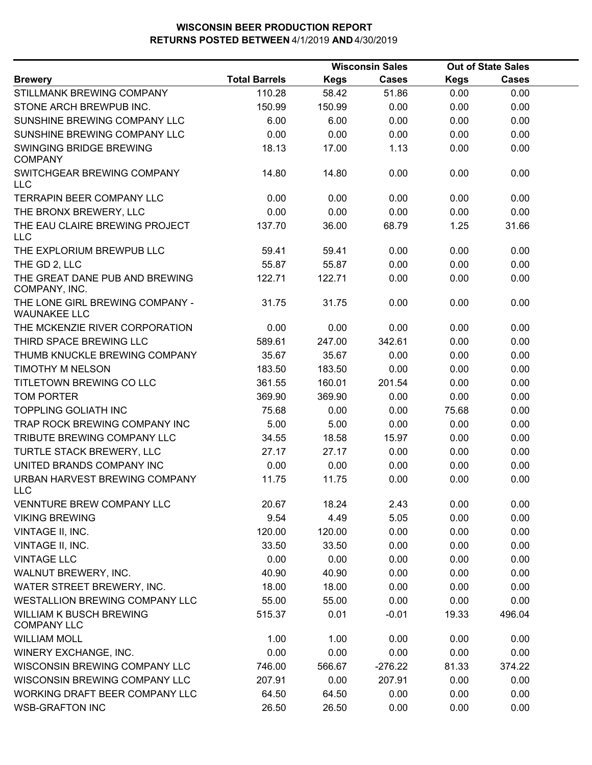# WISCONSIN BEER PRODUCTION REPORT
## RETURNS POSTED BETWEEN 4/1/2019 AND 4/30/2019

| | | Wisconsin Sales | | Out of State Sales | |
|---|---|---|---|---|---|
| **Brewery** | **Total Barrels** | **Kegs** | **Cases** | **Kegs** | **Cases** |
| STILLMANK BREWING COMPANY | 110.28 | 58.42 | 51.86 | 0.00 | 0.00 |
| STONE ARCH BREWPUB INC. | 150.99 | 150.99 | 0.00 | 0.00 | 0.00 |
| SUNSHINE BREWING COMPANY LLC | 6.00 | 6.00 | 0.00 | 0.00 | 0.00 |
| SUNSHINE BREWING COMPANY LLC | 0.00 | 0.00 | 0.00 | 0.00 | 0.00 |
| SWINGING BRIDGE BREWING COMPANY | 18.13 | 17.00 | 1.13 | 0.00 | 0.00 |
| SWITCHGEAR BREWING COMPANY LLC | 14.80 | 14.80 | 0.00 | 0.00 | 0.00 |
| TERRAPIN BEER COMPANY LLC | 0.00 | 0.00 | 0.00 | 0.00 | 0.00 |
| THE BRONX BREWERY, LLC | 0.00 | 0.00 | 0.00 | 0.00 | 0.00 |
| THE EAU CLAIRE BREWING PROJECT LLC | 137.70 | 36.00 | 68.79 | 1.25 | 31.66 |
| THE EXPLORIUM BREWPUB LLC | 59.41 | 59.41 | 0.00 | 0.00 | 0.00 |
| THE GD 2, LLC | 55.87 | 55.87 | 0.00 | 0.00 | 0.00 |
| THE GREAT DANE PUB AND BREWING COMPANY, INC. | 122.71 | 122.71 | 0.00 | 0.00 | 0.00 |
| THE LONE GIRL BREWING COMPANY - WAUNAKEE LLC | 31.75 | 31.75 | 0.00 | 0.00 | 0.00 |
| THE MCKENZIE RIVER CORPORATION | 0.00 | 0.00 | 0.00 | 0.00 | 0.00 |
| THIRD SPACE BREWING LLC | 589.61 | 247.00 | 342.61 | 0.00 | 0.00 |
| THUMB KNUCKLE BREWING COMPANY | 35.67 | 35.67 | 0.00 | 0.00 | 0.00 |
| TIMOTHY M NELSON | 183.50 | 183.50 | 0.00 | 0.00 | 0.00 |
| TITLETOWN BREWING CO LLC | 361.55 | 160.01 | 201.54 | 0.00 | 0.00 |
| TOM PORTER | 369.90 | 369.90 | 0.00 | 0.00 | 0.00 |
| TOPPLING GOLIATH INC | 75.68 | 0.00 | 0.00 | 75.68 | 0.00 |
| TRAP ROCK BREWING COMPANY INC | 5.00 | 5.00 | 0.00 | 0.00 | 0.00 |
| TRIBUTE BREWING COMPANY LLC | 34.55 | 18.58 | 15.97 | 0.00 | 0.00 |
| TURTLE STACK BREWERY, LLC | 27.17 | 27.17 | 0.00 | 0.00 | 0.00 |
| UNITED BRANDS COMPANY INC | 0.00 | 0.00 | 0.00 | 0.00 | 0.00 |
| URBAN HARVEST BREWING COMPANY LLC | 11.75 | 11.75 | 0.00 | 0.00 | 0.00 |
| VENNTURE BREW COMPANY LLC | 20.67 | 18.24 | 2.43 | 0.00 | 0.00 |
| VIKING BREWING | 9.54 | 4.49 | 5.05 | 0.00 | 0.00 |
| VINTAGE II, INC. | 120.00 | 120.00 | 0.00 | 0.00 | 0.00 |
| VINTAGE II, INC. | 33.50 | 33.50 | 0.00 | 0.00 | 0.00 |
| VINTAGE LLC | 0.00 | 0.00 | 0.00 | 0.00 | 0.00 |
| WALNUT BREWERY, INC. | 40.90 | 40.90 | 0.00 | 0.00 | 0.00 |
| WATER STREET BREWERY, INC. | 18.00 | 18.00 | 0.00 | 0.00 | 0.00 |
| WESTALLION BREWING COMPANY LLC | 55.00 | 55.00 | 0.00 | 0.00 | 0.00 |
| WILLIAM K BUSCH BREWING COMPANY LLC | 515.37 | 0.01 | -0.01 | 19.33 | 496.04 |
| WILLIAM MOLL | 1.00 | 1.00 | 0.00 | 0.00 | 0.00 |
| WINERY EXCHANGE, INC. | 0.00 | 0.00 | 0.00 | 0.00 | 0.00 |
| WISCONSIN BREWING COMPANY LLC | 746.00 | 566.67 | -276.22 | 81.33 | 374.22 |
| WISCONSIN BREWING COMPANY LLC | 207.91 | 0.00 | 207.91 | 0.00 | 0.00 |
| WORKING DRAFT BEER COMPANY LLC | 64.50 | 64.50 | 0.00 | 0.00 | 0.00 |
| WSB-GRAFTON INC | 26.50 | 26.50 | 0.00 | 0.00 | 0.00 |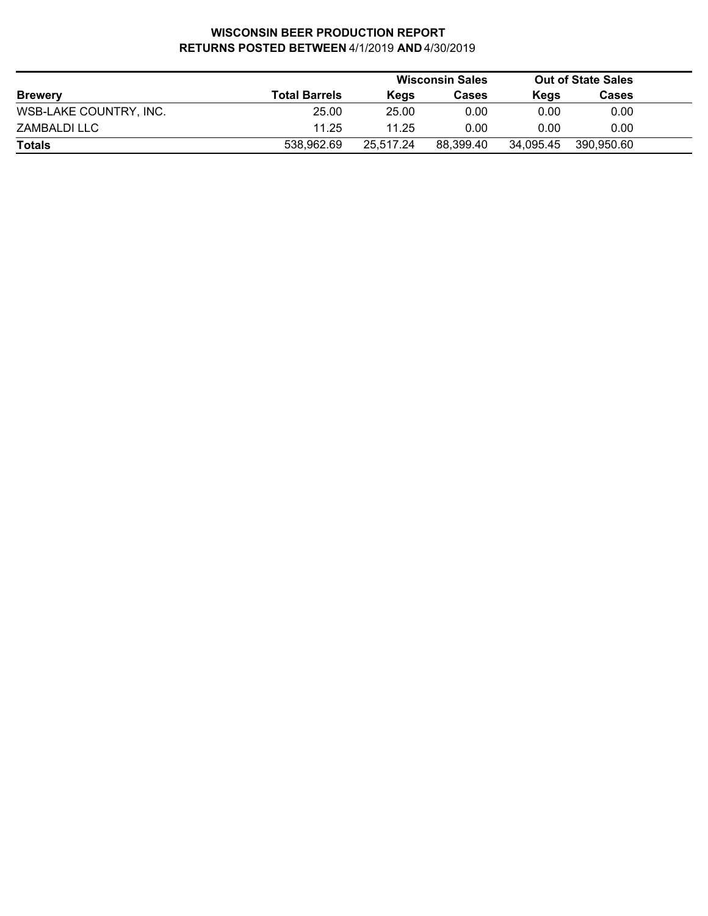**WISCONSIN BEER PRODUCTION REPORT**
**RETURNS POSTED BETWEEN** 4/1/2019 **AND** 4/30/2019

| | | Wisconsin Sales | | Out of State Sales | |
|---|---|---|---|---|---|
| **Brewery** | **Total Barrels** | **Kegs** | **Cases** | **Kegs** | **Cases** |
| WSB-LAKE COUNTRY, INC. | 25.00 | 25.00 | 0.00 | 0.00 | 0.00 |
| ZAMBALDI LLC | 11.25 | 11.25 | 0.00 | 0.00 | 0.00 |
| **Totals** | 538,962.69 | 25,517.24 | 88,399.40 | 34,095.45 | 390,950.60 |